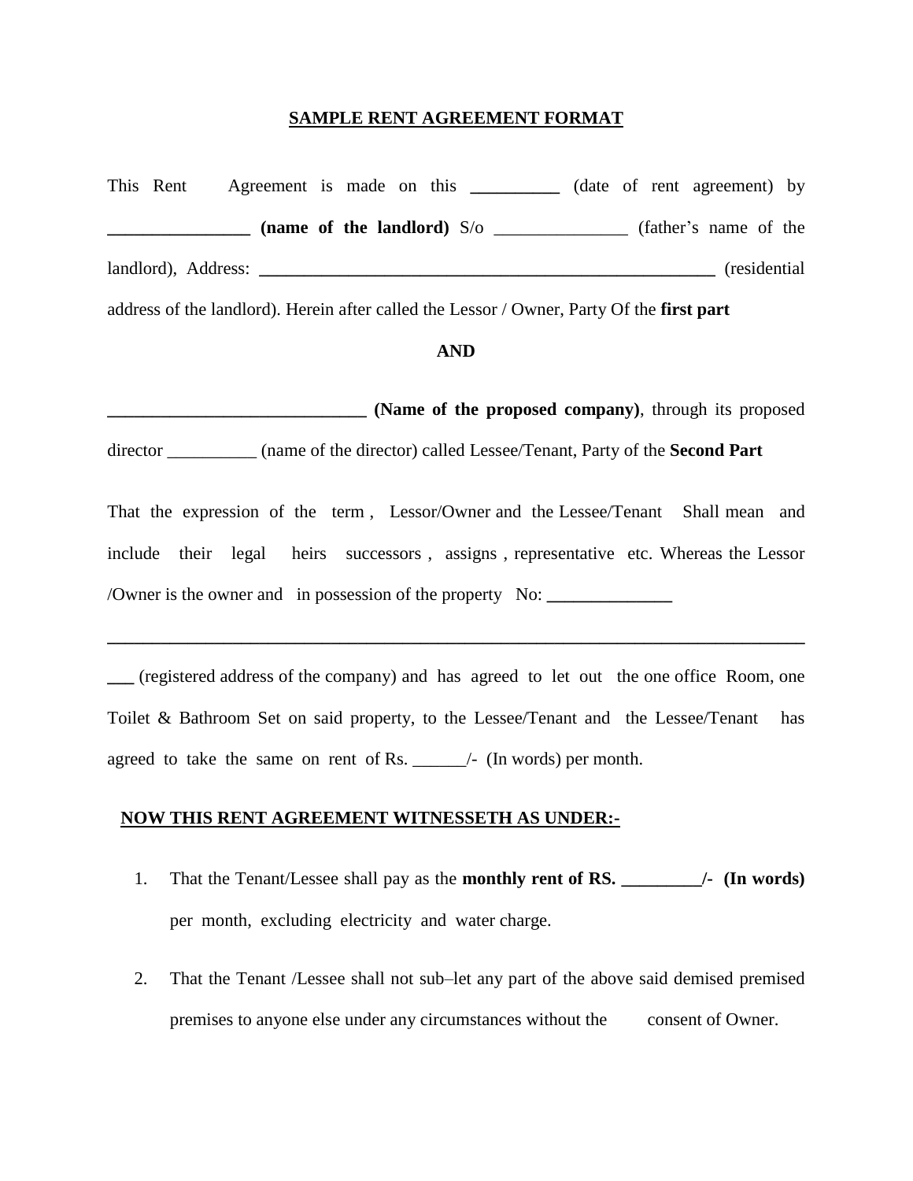# SAMPLE RENT AGREEMENT FORMAT

This Rent Agreement is made on this **__________** (date of rent agreement) by **________________ (name of the landlord)** S/o _______________ (father's name of the landlord), Address: **_____________________________________________________** (residential address of the landlord). Herein after called the Lessor / Owner, Party Of the **first part**

**AND**

**_____________________________ (Name of the proposed company)**, through its proposed director __________ (name of the director) called Lessee/Tenant, Party of the **Second Part**

That the expression of the term , Lessor/Owner and the Lessee/Tenant Shall mean and include their legal heirs successors , assigns , representative etc. Whereas the Lessor /Owner is the owner and in possession of the property No: **______________**

**________________________________________________________________________________**

**___** (registered address of the company) and has agreed to let out the one office Room, one Toilet & Bathroom Set on said property, to the Lessee/Tenant and the Lessee/Tenant has agreed to take the same on rent of Rs. ______/- (In words) per month.

**NOW THIS RENT AGREEMENT WITNESSETH AS UNDER:-**

1. That the Tenant/Lessee shall pay as the **monthly rent of RS. _________/- (In words)** per month, excluding electricity and water charge.

2. That the Tenant /Lessee shall not sub–let any part of the above said demised premised premises to anyone else under any circumstances without the consent of Owner.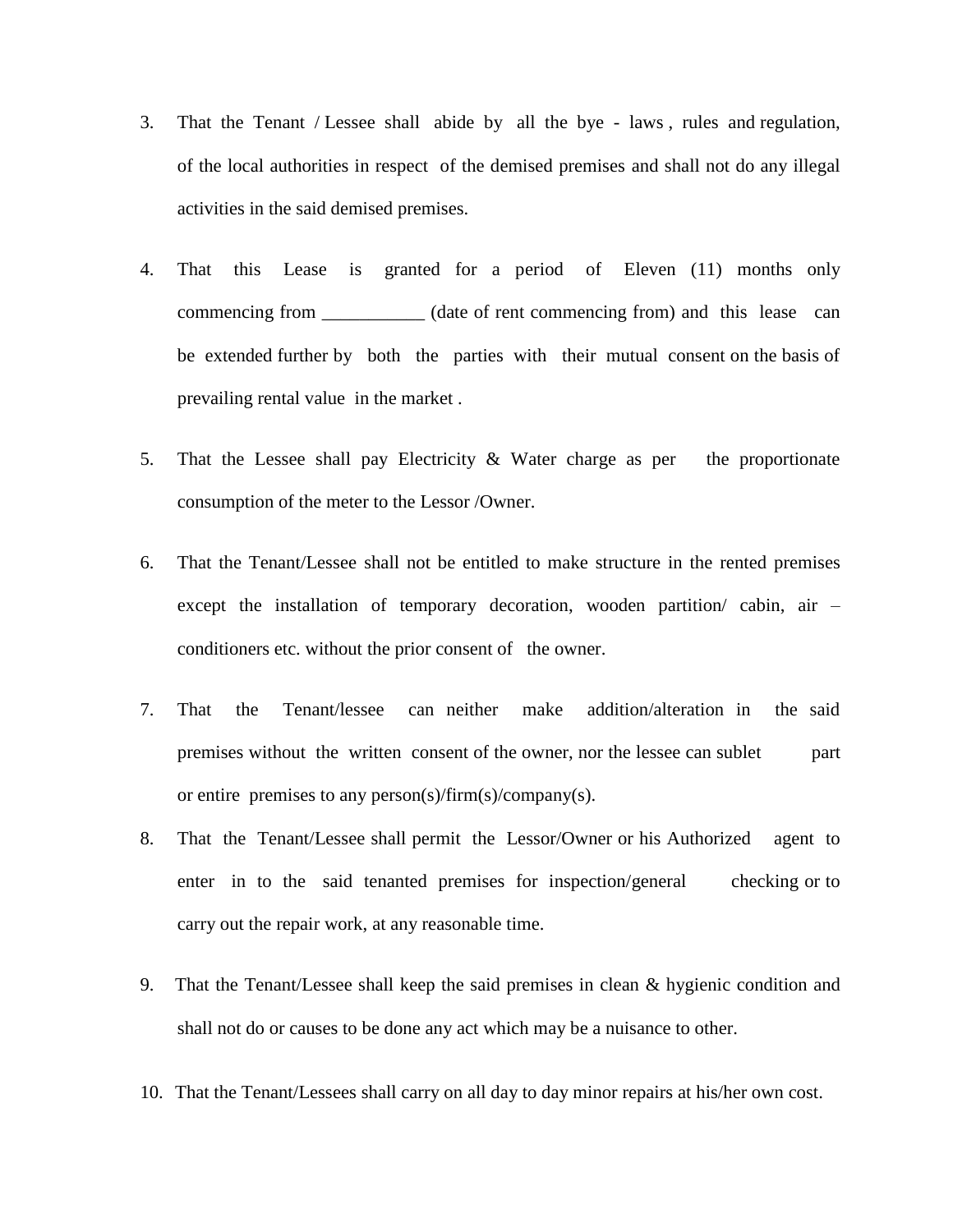3. That the Tenant / Lessee shall abide by all the bye - laws , rules and regulation, of the local authorities in respect of the demised premises and shall not do any illegal activities in the said demised premises.

4. That this Lease is granted for a period of Eleven (11) months only commencing from ___________ (date of rent commencing from) and this lease can be extended further by both the parties with their mutual consent on the basis of prevailing rental value in the market .

5. That the Lessee shall pay Electricity & Water charge as per the proportionate consumption of the meter to the Lessor /Owner.

6. That the Tenant/Lessee shall not be entitled to make structure in the rented premises except the installation of temporary decoration, wooden partition/ cabin, air – conditioners etc. without the prior consent of the owner.

7. That the Tenant/lessee can neither make addition/alteration in the said premises without the written consent of the owner, nor the lessee can sublet part or entire premises to any person(s)/firm(s)/company(s).

8. That the Tenant/Lessee shall permit the Lessor/Owner or his Authorized agent to enter in to the said tenanted premises for inspection/general checking or to carry out the repair work, at any reasonable time.

9. That the Tenant/Lessee shall keep the said premises in clean & hygienic condition and shall not do or causes to be done any act which may be a nuisance to other.

10. That the Tenant/Lessees shall carry on all day to day minor repairs at his/her own cost.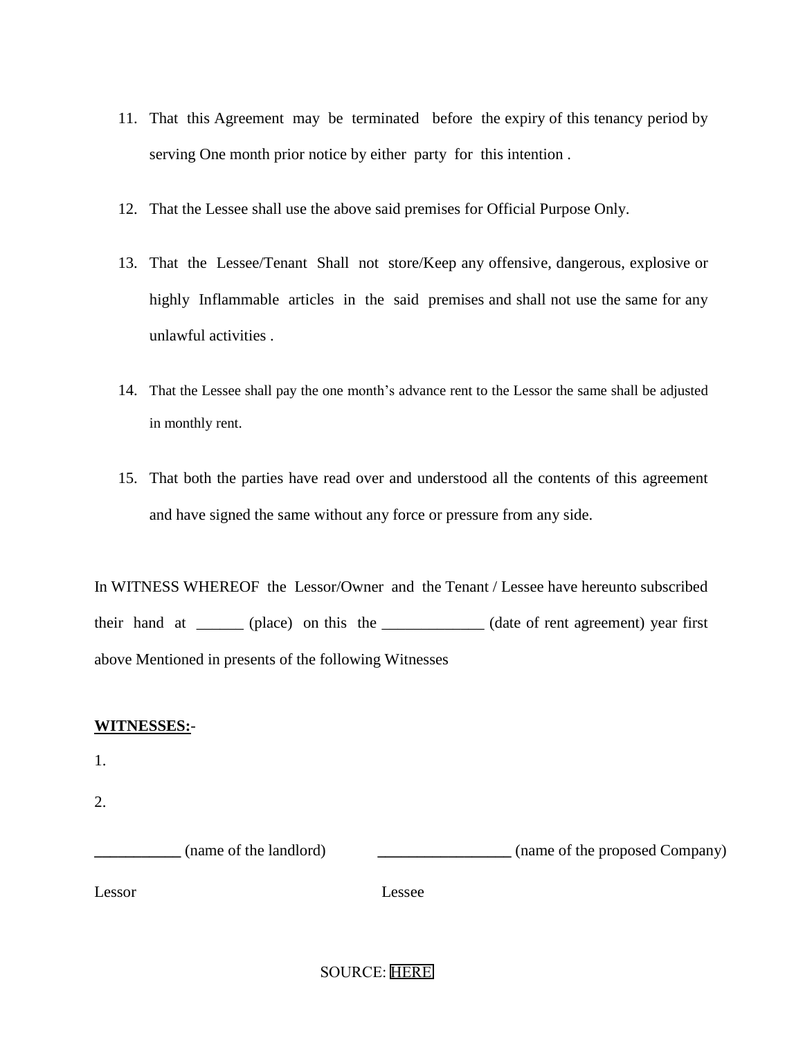11. That this Agreement may be terminated before the expiry of this tenancy period by serving One month prior notice by either party for this intention .

12. That the Lessee shall use the above said premises for Official Purpose Only.

13. That the Lessee/Tenant Shall not store/Keep any offensive, dangerous, explosive or highly Inflammable articles in the said premises and shall not use the same for any unlawful activities .

14. That the Lessee shall pay the one month's advance rent to the Lessor the same shall be adjusted in monthly rent.

15. That both the parties have read over and understood all the contents of this agreement and have signed the same without any force or pressure from any side.

In WITNESS WHEREOF the Lessor/Owner and the Tenant / Lessee have hereunto subscribed their hand at ______ (place) on this the _____________ (date of rent agreement) year first above Mentioned in presents of the following Witnesses

**WITNESSES:**-

1.

2.

**___________** (name of the landlord) **_________________** (name of the proposed Company)

Lessor Lessee

SOURCE: HERE